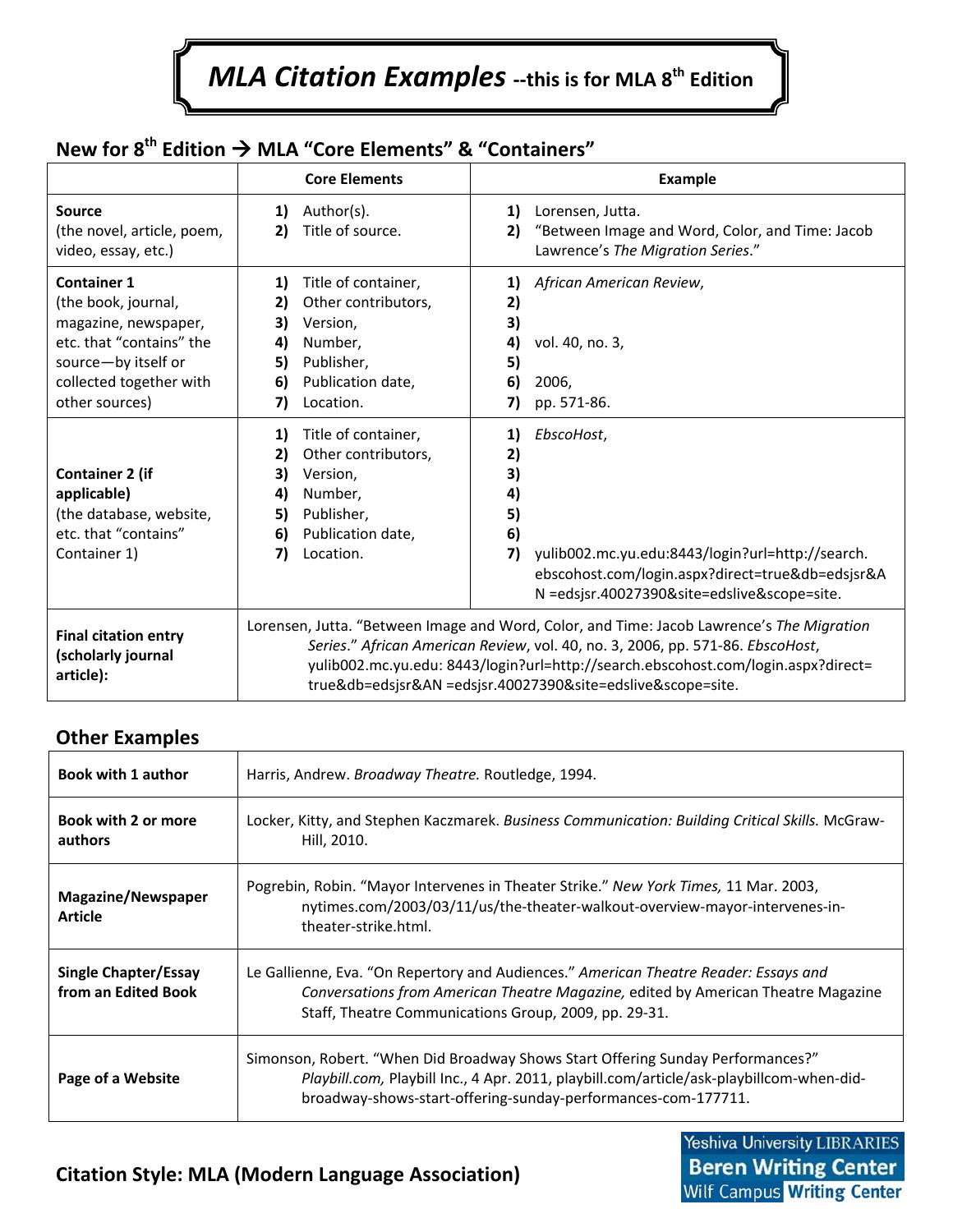# *MLA Citation Examples* --this is for MLA 8th Edition

## New for 8th Edition → MLA "Core Elements" & "Containers"

| | Core Elements | Example |
|---|---|---|
| **Source** (the novel, article, poem, video, essay, etc.) | 1) Author(s).<br>2) Title of source. | 1) Lorensen, Jutta.<br>2) "Between Image and Word, Color, and Time: Jacob Lawrence's *The Migration Series*." |
| **Container 1** (the book, journal, magazine, newspaper, etc. that "contains" the source—by itself or collected together with other sources) | 1) Title of container,<br>2) Other contributors,<br>3) Version,<br>4) Number,<br>5) Publisher,<br>6) Publication date,<br>7) Location. | 1) *African American Review*,<br>2)<br>3)<br>4) vol. 40, no. 3,<br>5)<br>6) 2006,<br>7) pp. 571-86. |
| **Container 2 (if applicable)** (the database, website, etc. that "contains" Container 1) | 1) Title of container,<br>2) Other contributors,<br>3) Version,<br>4) Number,<br>5) Publisher,<br>6) Publication date,<br>7) Location. | 1) *EbscoHost*,<br>2)<br>3)<br>4)<br>5)<br>6)<br>7) yulib002.mc.yu.edu:8443/login?url=http://search.ebscohost.com/login.aspx?direct=true&db=edsjsr&AN =edsjsr.40027390&site=edslive&scope=site. |
| **Final citation entry (scholarly journal article):** | Lorensen, Jutta. "Between Image and Word, Color, and Time: Jacob Lawrence's *The Migration Series*." *African American Review*, vol. 40, no. 3, 2006, pp. 571-86. *EbscoHost*, yulib002.mc.yu.edu: 8443/login?url=http://search.ebscohost.com/login.aspx?direct=true&db=edsjsr&AN =edsjsr.40027390&site=edslive&scope=site. | |

## Other Examples

| | |
|---|---|
| **Book with 1 author** | Harris, Andrew. *Broadway Theatre.* Routledge, 1994. |
| **Book with 2 or more authors** | Locker, Kitty, and Stephen Kaczmarek. *Business Communication: Building Critical Skills.* McGraw-Hill, 2010. |
| **Magazine/Newspaper Article** | Pogrebin, Robin. "Mayor Intervenes in Theater Strike." *New York Times,* 11 Mar. 2003, nytimes.com/2003/03/11/us/the-theater-walkout-overview-mayor-intervenes-in-theater-strike.html. |
| **Single Chapter/Essay from an Edited Book** | Le Gallienne, Eva. "On Repertory and Audiences." *American Theatre Reader: Essays and Conversations from American Theatre Magazine,* edited by American Theatre Magazine Staff, Theatre Communications Group, 2009, pp. 29-31. |
| **Page of a Website** | Simonson, Robert. "When Did Broadway Shows Start Offering Sunday Performances?" *Playbill.com,* Playbill Inc., 4 Apr. 2011, playbill.com/article/ask-playbillcom-when-did-broadway-shows-start-offering-sunday-performances-com-177711. |

**Citation Style: MLA (Modern Language Association)**

Yeshiva University LIBRARIES
Beren Writing Center
Wilf Campus Writing Center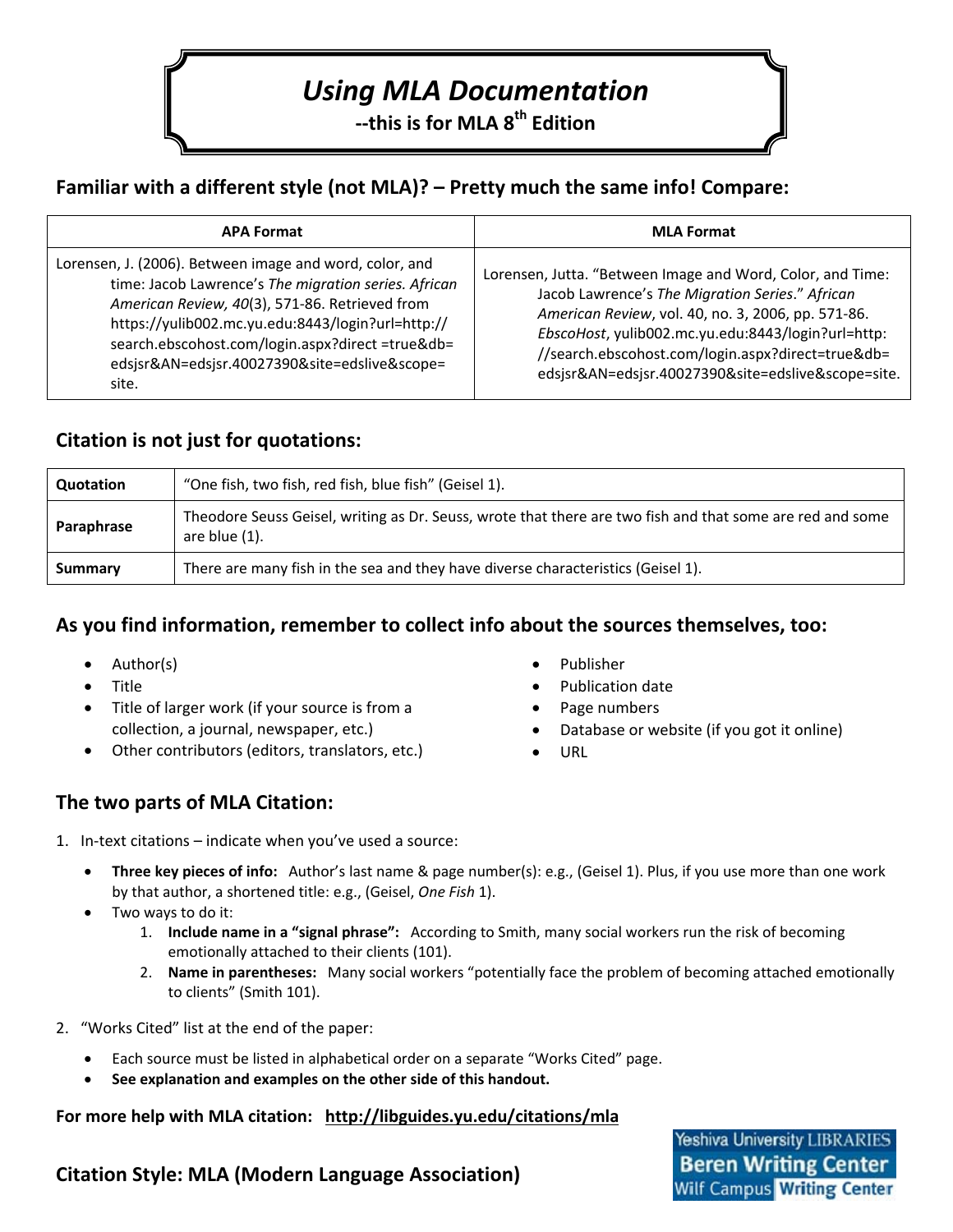# *Using MLA Documentation*

**--this is for MLA 8th Edition**

## Familiar with a different style (not MLA)? – Pretty much the same info! Compare:

| APA Format | MLA Format |
|---|---|
| Lorensen, J. (2006). Between image and word, color, and time: Jacob Lawrence's *The migration series. African American Review, 40*(3), 571-86. Retrieved from https://yulib002.mc.yu.edu:8443/login?url=http://search.ebscohost.com/login.aspx?direct =true&db=edsjsr&AN=edsjsr.40027390&site=edslive&scope=site. | Lorensen, Jutta. "Between Image and Word, Color, and Time: Jacob Lawrence's *The Migration Series*." *African American Review*, vol. 40, no. 3, 2006, pp. 571-86. *EbscoHost*, yulib002.mc.yu.edu:8443/login?url=http://search.ebscohost.com/login.aspx?direct=true&db=edsjsr&AN=edsjsr.40027390&site=edslive&scope=site. |

## Citation is not just for quotations:

| | |
|---|---|
| **Quotation** | "One fish, two fish, red fish, blue fish" (Geisel 1). |
| **Paraphrase** | Theodore Seuss Geisel, writing as Dr. Seuss, wrote that there are two fish and that some are red and some are blue (1). |
| **Summary** | There are many fish in the sea and they have diverse characteristics (Geisel 1). |

## As you find information, remember to collect info about the sources themselves, too:

- Author(s)
- Title
- Title of larger work (if your source is from a collection, a journal, newspaper, etc.)
- Other contributors (editors, translators, etc.)
- Publisher
- Publication date
- Page numbers
- Database or website (if you got it online)
- URL

## The two parts of MLA Citation:

1. In-text citations – indicate when you've used a source:
   - **Three key pieces of info:** Author's last name & page number(s): e.g., (Geisel 1). Plus, if you use more than one work by that author, a shortened title: e.g., (Geisel, *One Fish* 1).
   - Two ways to do it:
     1. **Include name in a "signal phrase":** According to Smith, many social workers run the risk of becoming emotionally attached to their clients (101).
     2. **Name in parentheses:** Many social workers "potentially face the problem of becoming attached emotionally to clients" (Smith 101).
2. "Works Cited" list at the end of the paper:
   - Each source must be listed in alphabetical order on a separate "Works Cited" page.
   - **See explanation and examples on the other side of this handout.**

**For more help with MLA citation: http://libguides.yu.edu/citations/mla**

## Citation Style: MLA (Modern Language Association)

Yeshiva University LIBRARIES
Beren Writing Center
Wilf Campus Writing Center